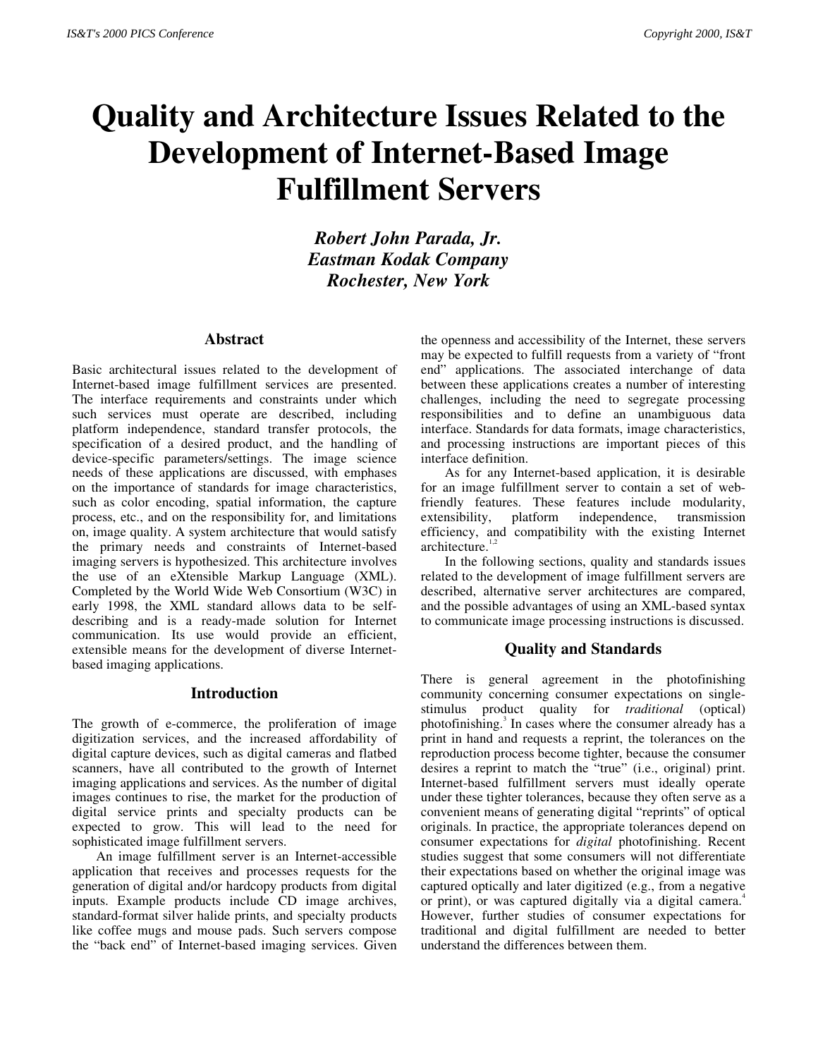# Quality and Architecture Issues Related to the Development of Internet-Based Image Fulfillment Servers

***Robert John Parada, Jr.***
***Eastman Kodak Company***
***Rochester, New York***

## Abstract

Basic architectural issues related to the development of Internet-based image fulfillment services are presented. The interface requirements and constraints under which such services must operate are described, including platform independence, standard transfer protocols, the specification of a desired product, and the handling of device-specific parameters/settings. The image science needs of these applications are discussed, with emphases on the importance of standards for image characteristics, such as color encoding, spatial information, the capture process, etc., and on the responsibility for, and limitations on, image quality. A system architecture that would satisfy the primary needs and constraints of Internet-based imaging servers is hypothesized. This architecture involves the use of an eXtensible Markup Language (XML). Completed by the World Wide Web Consortium (W3C) in early 1998, the XML standard allows data to be self-describing and is a ready-made solution for Internet communication. Its use would provide an efficient, extensible means for the development of diverse Internet-based imaging applications.

## Introduction

The growth of e-commerce, the proliferation of image digitization services, and the increased affordability of digital capture devices, such as digital cameras and flatbed scanners, have all contributed to the growth of Internet imaging applications and services. As the number of digital images continues to rise, the market for the production of digital service prints and specialty products can be expected to grow. This will lead to the need for sophisticated image fulfillment servers.

An image fulfillment server is an Internet-accessible application that receives and processes requests for the generation of digital and/or hardcopy products from digital inputs. Example products include CD image archives, standard-format silver halide prints, and specialty products like coffee mugs and mouse pads. Such servers compose the "back end" of Internet-based imaging services. Given the openness and accessibility of the Internet, these servers may be expected to fulfill requests from a variety of "front end" applications. The associated interchange of data between these applications creates a number of interesting challenges, including the need to segregate processing responsibilities and to define an unambiguous data interface. Standards for data formats, image characteristics, and processing instructions are important pieces of this interface definition.

As for any Internet-based application, it is desirable for an image fulfillment server to contain a set of web-friendly features. These features include modularity, extensibility, platform independence, transmission efficiency, and compatibility with the existing Internet architecture.[1,2]

In the following sections, quality and standards issues related to the development of image fulfillment servers are described, alternative server architectures are compared, and the possible advantages of using an XML-based syntax to communicate image processing instructions is discussed.

## Quality and Standards

There is general agreement in the photofinishing community concerning consumer expectations on single-stimulus product quality for *traditional* (optical) photofinishing.[3] In cases where the consumer already has a print in hand and requests a reprint, the tolerances on the reproduction process become tighter, because the consumer desires a reprint to match the "true" (i.e., original) print. Internet-based fulfillment servers must ideally operate under these tighter tolerances, because they often serve as a convenient means of generating digital "reprints" of optical originals. In practice, the appropriate tolerances depend on consumer expectations for *digital* photofinishing. Recent studies suggest that some consumers will not differentiate their expectations based on whether the original image was captured optically and later digitized (e.g., from a negative or print), or was captured digitally via a digital camera.[4] However, further studies of consumer expectations for traditional and digital fulfillment are needed to better understand the differences between them.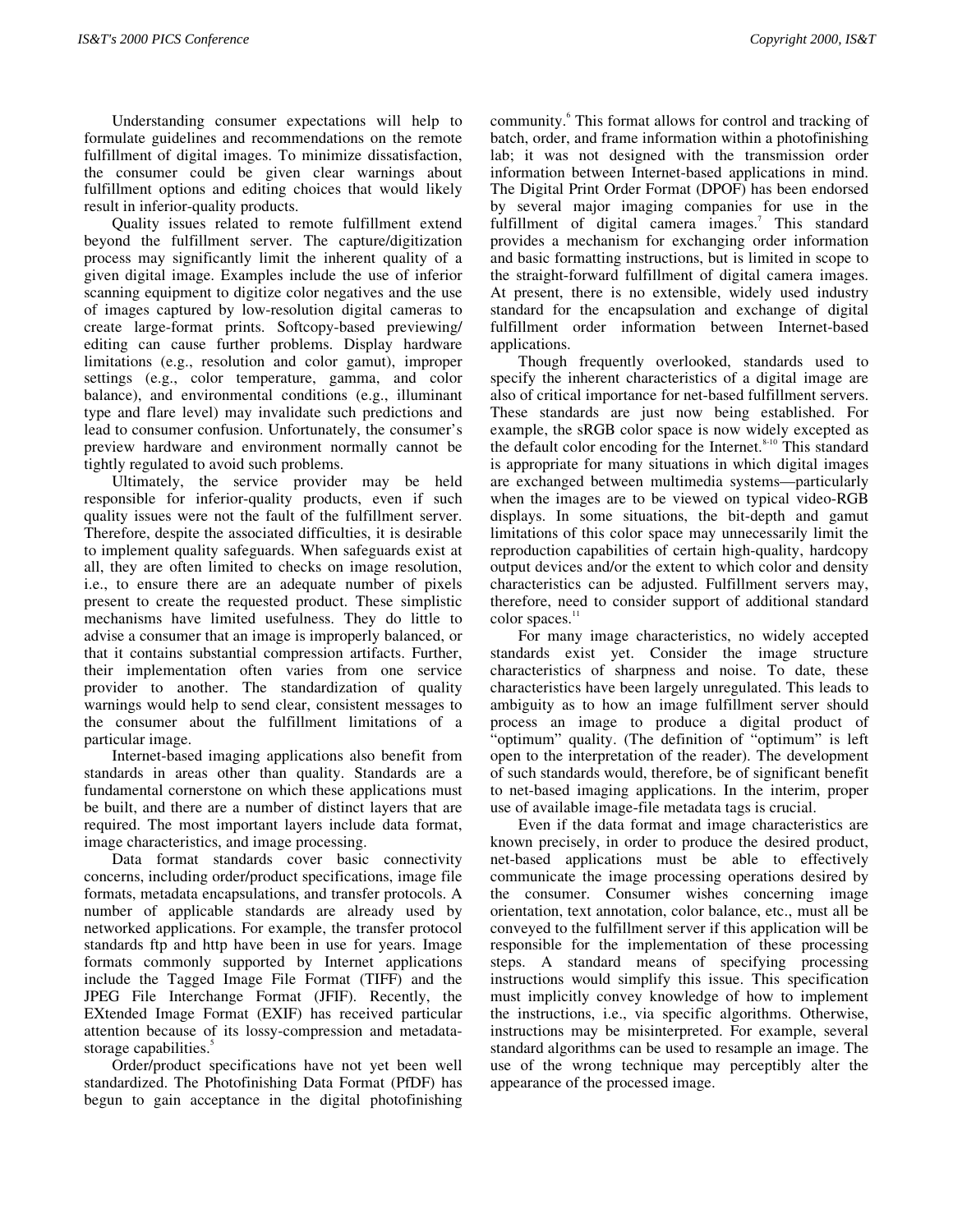Understanding consumer expectations will help to formulate guidelines and recommendations on the remote fulfillment of digital images. To minimize dissatisfaction, the consumer could be given clear warnings about fulfillment options and editing choices that would likely result in inferior-quality products.

Quality issues related to remote fulfillment extend beyond the fulfillment server. The capture/digitization process may significantly limit the inherent quality of a given digital image. Examples include the use of inferior scanning equipment to digitize color negatives and the use of images captured by low-resolution digital cameras to create large-format prints. Softcopy-based previewing/editing can cause further problems. Display hardware limitations (e.g., resolution and color gamut), improper settings (e.g., color temperature, gamma, and color balance), and environmental conditions (e.g., illuminant type and flare level) may invalidate such predictions and lead to consumer confusion. Unfortunately, the consumer's preview hardware and environment normally cannot be tightly regulated to avoid such problems.

Ultimately, the service provider may be held responsible for inferior-quality products, even if such quality issues were not the fault of the fulfillment server. Therefore, despite the associated difficulties, it is desirable to implement quality safeguards. When safeguards exist at all, they are often limited to checks on image resolution, i.e., to ensure there are an adequate number of pixels present to create the requested product. These simplistic mechanisms have limited usefulness. They do little to advise a consumer that an image is improperly balanced, or that it contains substantial compression artifacts. Further, their implementation often varies from one service provider to another. The standardization of quality warnings would help to send clear, consistent messages to the consumer about the fulfillment limitations of a particular image.

Internet-based imaging applications also benefit from standards in areas other than quality. Standards are a fundamental cornerstone on which these applications must be built, and there are a number of distinct layers that are required. The most important layers include data format, image characteristics, and image processing.

Data format standards cover basic connectivity concerns, including order/product specifications, image file formats, metadata encapsulations, and transfer protocols. A number of applicable standards are already used by networked applications. For example, the transfer protocol standards ftp and http have been in use for years. Image formats commonly supported by Internet applications include the Tagged Image File Format (TIFF) and the JPEG File Interchange Format (JFIF). Recently, the EXtended Image Format (EXIF) has received particular attention because of its lossy-compression and metadata-storage capabilities.[5]

Order/product specifications have not yet been well standardized. The Photofinishing Data Format (PfDF) has begun to gain acceptance in the digital photofinishing community.[6] This format allows for control and tracking of batch, order, and frame information within a photofinishing lab; it was not designed with the transmission order information between Internet-based applications in mind. The Digital Print Order Format (DPOF) has been endorsed by several major imaging companies for use in the fulfillment of digital camera images.[7] This standard provides a mechanism for exchanging order information and basic formatting instructions, but is limited in scope to the straight-forward fulfillment of digital camera images. At present, there is no extensible, widely used industry standard for the encapsulation and exchange of digital fulfillment order information between Internet-based applications.

Though frequently overlooked, standards used to specify the inherent characteristics of a digital image are also of critical importance for net-based fulfillment servers. These standards are just now being established. For example, the sRGB color space is now widely excepted as the default color encoding for the Internet.[8-10] This standard is appropriate for many situations in which digital images are exchanged between multimedia systems—particularly when the images are to be viewed on typical video-RGB displays. In some situations, the bit-depth and gamut limitations of this color space may unnecessarily limit the reproduction capabilities of certain high-quality, hardcopy output devices and/or the extent to which color and density characteristics can be adjusted. Fulfillment servers may, therefore, need to consider support of additional standard color spaces.[11]

For many image characteristics, no widely accepted standards exist yet. Consider the image structure characteristics of sharpness and noise. To date, these characteristics have been largely unregulated. This leads to ambiguity as to how an image fulfillment server should process an image to produce a digital product of "optimum" quality. (The definition of "optimum" is left open to the interpretation of the reader). The development of such standards would, therefore, be of significant benefit to net-based imaging applications. In the interim, proper use of available image-file metadata tags is crucial.

Even if the data format and image characteristics are known precisely, in order to produce the desired product, net-based applications must be able to effectively communicate the image processing operations desired by the consumer. Consumer wishes concerning image orientation, text annotation, color balance, etc., must all be conveyed to the fulfillment server if this application will be responsible for the implementation of these processing steps. A standard means of specifying processing instructions would simplify this issue. This specification must implicitly convey knowledge of how to implement the instructions, i.e., via specific algorithms. Otherwise, instructions may be misinterpreted. For example, several standard algorithms can be used to resample an image. The use of the wrong technique may perceptibly alter the appearance of the processed image.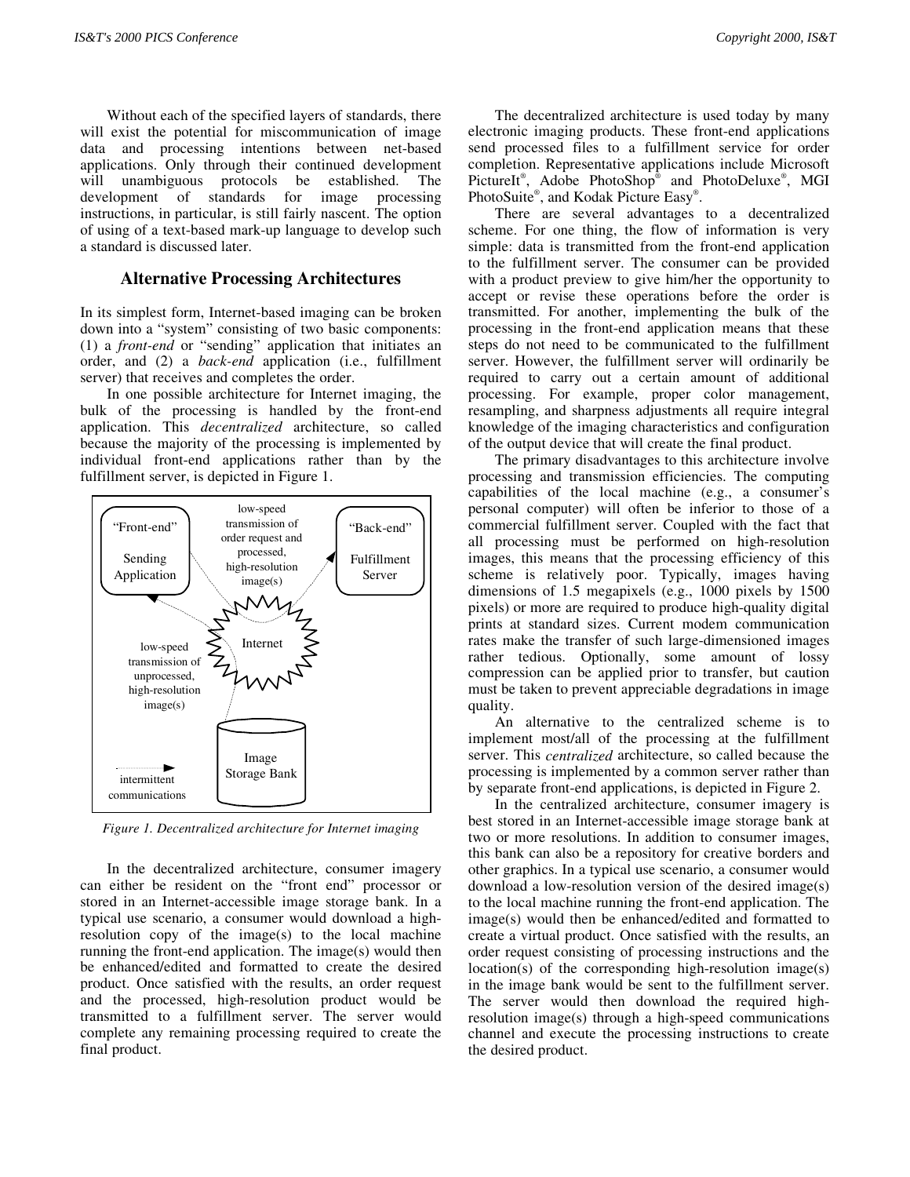Without each of the specified layers of standards, there will exist the potential for miscommunication of image data and processing intentions between net-based applications. Only through their continued development will unambiguous protocols be established. The development of standards for image processing instructions, in particular, is still fairly nascent. The option of using of a text-based mark-up language to develop such a standard is discussed later.

## Alternative Processing Architectures

In its simplest form, Internet-based imaging can be broken down into a "system" consisting of two basic components: (1) a *front-end* or "sending" application that initiates an order, and (2) a *back-end* application (i.e., fulfillment server) that receives and completes the order.

In one possible architecture for Internet imaging, the bulk of the processing is handled by the front-end application. This *decentralized* architecture, so called because the majority of the processing is implemented by individual front-end applications rather than by the fulfillment server, is depicted in Figure 1.

"Front-end" Sending Application — low-speed transmission of order request and processed, high-resolution image(s) — "Back-end" Fulfillment Server

Internet

low-speed transmission of unprocessed, high-resolution image(s)

Image Storage Bank

intermittent communications

*Figure 1. Decentralized architecture for Internet imaging*

In the decentralized architecture, consumer imagery can either be resident on the "front end" processor or stored in an Internet-accessible image storage bank. In a typical use scenario, a consumer would download a high-resolution copy of the image(s) to the local machine running the front-end application. The image(s) would then be enhanced/edited and formatted to create the desired product. Once satisfied with the results, an order request and the processed, high-resolution product would be transmitted to a fulfillment server. The server would complete any remaining processing required to create the final product.

The decentralized architecture is used today by many electronic imaging products. These front-end applications send processed files to a fulfillment service for order completion. Representative applications include Microsoft PictureIt®, Adobe PhotoShop® and PhotoDeluxe®, MGI PhotoSuite®, and Kodak Picture Easy®.

There are several advantages to a decentralized scheme. For one thing, the flow of information is very simple: data is transmitted from the front-end application to the fulfillment server. The consumer can be provided with a product preview to give him/her the opportunity to accept or revise these operations before the order is transmitted. For another, implementing the bulk of the processing in the front-end application means that these steps do not need to be communicated to the fulfillment server. However, the fulfillment server will ordinarily be required to carry out a certain amount of additional processing. For example, proper color management, resampling, and sharpness adjustments all require integral knowledge of the imaging characteristics and configuration of the output device that will create the final product.

The primary disadvantages to this architecture involve processing and transmission efficiencies. The computing capabilities of the local machine (e.g., a consumer's personal computer) will often be inferior to those of a commercial fulfillment server. Coupled with the fact that all processing must be performed on high-resolution images, this means that the processing efficiency of this scheme is relatively poor. Typically, images having dimensions of 1.5 megapixels (e.g., 1000 pixels by 1500 pixels) or more are required to produce high-quality digital prints at standard sizes. Current modem communication rates make the transfer of such large-dimensioned images rather tedious. Optionally, some amount of lossy compression can be applied prior to transfer, but caution must be taken to prevent appreciable degradations in image quality.

An alternative to the centralized scheme is to implement most/all of the processing at the fulfillment server. This *centralized* architecture, so called because the processing is implemented by a common server rather than by separate front-end applications, is depicted in Figure 2.

In the centralized architecture, consumer imagery is best stored in an Internet-accessible image storage bank at two or more resolutions. In addition to consumer images, this bank can also be a repository for creative borders and other graphics. In a typical use scenario, a consumer would download a low-resolution version of the desired image(s) to the local machine running the front-end application. The image(s) would then be enhanced/edited and formatted to create a virtual product. Once satisfied with the results, an order request consisting of processing instructions and the location(s) of the corresponding high-resolution image(s) in the image bank would be sent to the fulfillment server. The server would then download the required high-resolution image(s) through a high-speed communications channel and execute the processing instructions to create the desired product.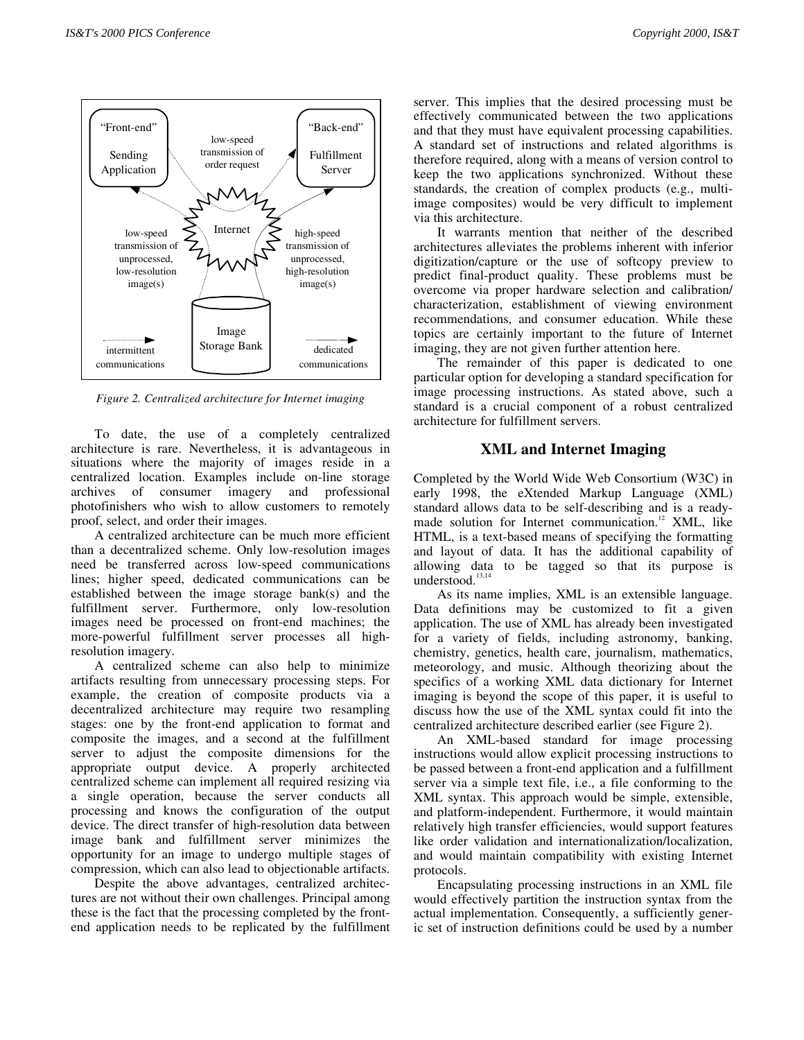"Front-end"

Sending Application

"Back-end"

Fulfillment Server

low-speed transmission of order request

Internet

low-speed transmission of unprocessed, low-resolution image(s)

high-speed transmission of unprocessed, high-resolution image(s)

Image Storage Bank

intermittent communications

dedicated communications

*Figure 2. Centralized architecture for Internet imaging*

To date, the use of a completely centralized architecture is rare. Nevertheless, it is advantageous in situations where the majority of images reside in a centralized location. Examples include on-line storage archives of consumer imagery and professional photofinishers who wish to allow customers to remotely proof, select, and order their images.

A centralized architecture can be much more efficient than a decentralized scheme. Only low-resolution images need be transferred across low-speed communications lines; higher speed, dedicated communications can be established between the image storage bank(s) and the fulfillment server. Furthermore, only low-resolution images need be processed on front-end machines; the more-powerful fulfillment server processes all high-resolution imagery.

A centralized scheme can also help to minimize artifacts resulting from unnecessary processing steps. For example, the creation of composite products via a decentralized architecture may require two resampling stages: one by the front-end application to format and composite the images, and a second at the fulfillment server to adjust the composite dimensions for the appropriate output device. A properly architected centralized scheme can implement all required resizing via a single operation, because the server conducts all processing and knows the configuration of the output device. The direct transfer of high-resolution data between image bank and fulfillment server minimizes the opportunity for an image to undergo multiple stages of compression, which can also lead to objectionable artifacts.

Despite the above advantages, centralized architectures are not without their own challenges. Principal among these is the fact that the processing completed by the front-end application needs to be replicated by the fulfillment server. This implies that the desired processing must be effectively communicated between the two applications and that they must have equivalent processing capabilities. A standard set of instructions and related algorithms is therefore required, along with a means of version control to keep the two applications synchronized. Without these standards, the creation of complex products (e.g., multi-image composites) would be very difficult to implement via this architecture.

It warrants mention that neither of the described architectures alleviates the problems inherent with inferior digitization/capture or the use of softcopy preview to predict final-product quality. These problems must be overcome via proper hardware selection and calibration/characterization, establishment of viewing environment recommendations, and consumer education. While these topics are certainly important to the future of Internet imaging, they are not given further attention here.

The remainder of this paper is dedicated to one particular option for developing a standard specification for image processing instructions. As stated above, such a standard is a crucial component of a robust centralized architecture for fulfillment servers.

## XML and Internet Imaging

Completed by the World Wide Web Consortium (W3C) in early 1998, the eXtended Markup Language (XML) standard allows data to be self-describing and is a ready-made solution for Internet communication.[12] XML, like HTML, is a text-based means of specifying the formatting and layout of data. It has the additional capability of allowing data to be tagged so that its purpose is understood.[13,14]

As its name implies, XML is an extensible language. Data definitions may be customized to fit a given application. The use of XML has already been investigated for a variety of fields, including astronomy, banking, chemistry, genetics, health care, journalism, mathematics, meteorology, and music. Although theorizing about the specifics of a working XML data dictionary for Internet imaging is beyond the scope of this paper, it is useful to discuss how the use of the XML syntax could fit into the centralized architecture described earlier (see Figure 2).

An XML-based standard for image processing instructions would allow explicit processing instructions to be passed between a front-end application and a fulfillment server via a simple text file, i.e., a file conforming to the XML syntax. This approach would be simple, extensible, and platform-independent. Furthermore, it would maintain relatively high transfer efficiencies, would support features like order validation and internationalization/localization, and would maintain compatibility with existing Internet protocols.

Encapsulating processing instructions in an XML file would effectively partition the instruction syntax from the actual implementation. Consequently, a sufficiently generic set of instruction definitions could be used by a number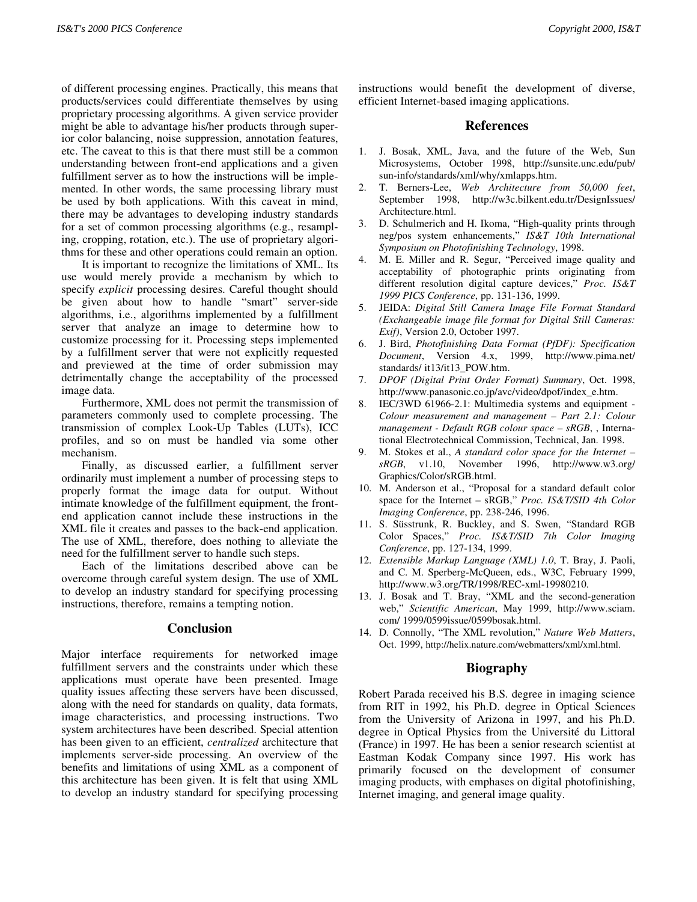of different processing engines. Practically, this means that products/services could differentiate themselves by using proprietary processing algorithms. A given service provider might be able to advantage his/her products through superior color balancing, noise suppression, annotation features, etc. The caveat to this is that there must still be a common understanding between front-end applications and a given fulfillment server as to how the instructions will be implemented. In other words, the same processing library must be used by both applications. With this caveat in mind, there may be advantages to developing industry standards for a set of common processing algorithms (e.g., resampling, cropping, rotation, etc.). The use of proprietary algorithms for these and other operations could remain an option.

It is important to recognize the limitations of XML. Its use would merely provide a mechanism by which to specify *explicit* processing desires. Careful thought should be given about how to handle "smart" server-side algorithms, i.e., algorithms implemented by a fulfillment server that analyze an image to determine how to customize processing for it. Processing steps implemented by a fulfillment server that were not explicitly requested and previewed at the time of order submission may detrimentally change the acceptability of the processed image data.

Furthermore, XML does not permit the transmission of parameters commonly used to complete processing. The transmission of complex Look-Up Tables (LUTs), ICC profiles, and so on must be handled via some other mechanism.

Finally, as discussed earlier, a fulfillment server ordinarily must implement a number of processing steps to properly format the image data for output. Without intimate knowledge of the fulfillment equipment, the front-end application cannot include these instructions in the XML file it creates and passes to the back-end application. The use of XML, therefore, does nothing to alleviate the need for the fulfillment server to handle such steps.

Each of the limitations described above can be overcome through careful system design. The use of XML to develop an industry standard for specifying processing instructions, therefore, remains a tempting notion.

## Conclusion

Major interface requirements for networked image fulfillment servers and the constraints under which these applications must operate have been presented. Image quality issues affecting these servers have been discussed, along with the need for standards on quality, data formats, image characteristics, and processing instructions. Two system architectures have been described. Special attention has been given to an efficient, *centralized* architecture that implements server-side processing. An overview of the benefits and limitations of using XML as a component of this architecture has been given. It is felt that using XML to develop an industry standard for specifying processing instructions would benefit the development of diverse, efficient Internet-based imaging applications.

## References

1. J. Bosak, XML, Java, and the future of the Web, Sun Microsystems, October 1998, http://sunsite.unc.edu/pub/sun-info/standards/xml/why/xmlapps.htm.
2. T. Berners-Lee, *Web Architecture from 50,000 feet*, September 1998, http://w3c.bilkent.edu.tr/DesignIssues/Architecture.html.
3. D. Schulmerich and H. Ikoma, "High-quality prints through neg/pos system enhancements," *IS&T 10th International Symposium on Photofinishing Technology*, 1998.
4. M. E. Miller and R. Segur, "Perceived image quality and acceptability of photographic prints originating from different resolution digital capture devices," *Proc. IS&T 1999 PICS Conference*, pp. 131-136, 1999.
5. JEIDA: *Digital Still Camera Image File Format Standard (Exchangeable image file format for Digital Still Cameras: Exif)*, Version 2.0, October 1997.
6. J. Bird, *Photofinishing Data Format (PfDF): Specification Document*, Version 4.x, 1999, http://www.pima.net/standards/ it13/it13_POW.htm.
7. *DPOF (Digital Print Order Format) Summary*, Oct. 1998, http://www.panasonic.co.jp/avc/video/dpof/index_e.htm.
8. IEC/3WD 61966-2.1: Multimedia systems and equipment - *Colour measurement and management – Part 2.1: Colour management - Default RGB colour space – sRGB*, , International Electrotechnical Commission, Technical, Jan. 1998.
9. M. Stokes et al., *A standard color space for the Internet – sRGB*, v1.10, November 1996, http://www.w3.org/Graphics/Color/sRGB.html.
10. M. Anderson et al., "Proposal for a standard default color space for the Internet – sRGB," *Proc. IS&T/SID 4th Color Imaging Conference*, pp. 238-246, 1996.
11. S. Süsstrunk, R. Buckley, and S. Swen, "Standard RGB Color Spaces," *Proc. IS&T/SID 7th Color Imaging Conference*, pp. 127-134, 1999.
12. *Extensible Markup Language (XML) 1.0*, T. Bray, J. Paoli, and C. M. Sperberg-McQueen, eds., W3C, February 1999, http://www.w3.org/TR/1998/REC-xml-19980210.
13. J. Bosak and T. Bray, "XML and the second-generation web," *Scientific American*, May 1999, http://www.sciam.com/ 1999/0599issue/0599bosak.html.
14. D. Connolly, "The XML revolution," *Nature Web Matters*, Oct. 1999, http://helix.nature.com/webmatters/xml/xml.html.

## Biography

Robert Parada received his B.S. degree in imaging science from RIT in 1992, his Ph.D. degree in Optical Sciences from the University of Arizona in 1997, and his Ph.D. degree in Optical Physics from the Université du Littoral (France) in 1997. He has been a senior research scientist at Eastman Kodak Company since 1997. His work has primarily focused on the development of consumer imaging products, with emphases on digital photofinishing, Internet imaging, and general image quality.